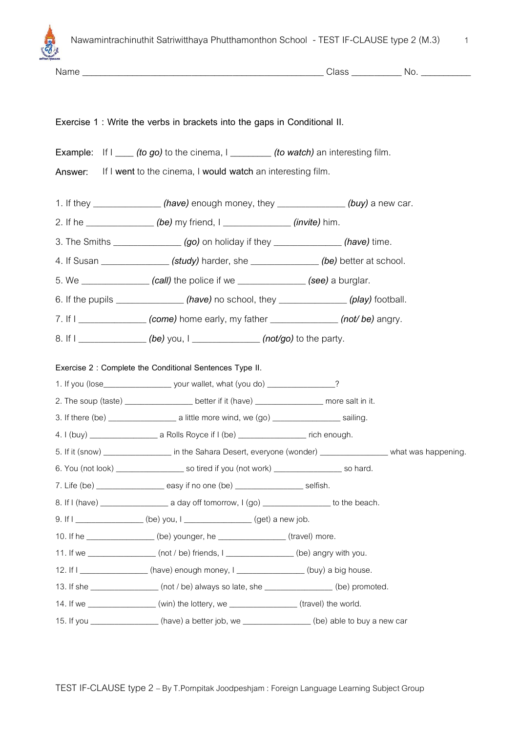Name ______________________________________________ Class __________ No. __________

**Exercise 1 : Write the verbs in brackets into the gaps in Conditional II.**

Example: If I ____ *(to go)* to the cinema, I ________ *(to watch)* an interesting film.

Answer: If I **went** to the cinema, I **would watch** an interesting film.

1. If they ______________ ***(have)*** enough money, they ______________ ***(buy)*** a new car.
2. If he ______________ ***(be)*** my friend, I ______________ ***(invite)*** him.
3. The Smiths ______________ ***(go)*** on holiday if they ______________ ***(have)*** time.
4. If Susan ______________ ***(study)*** harder, she ______________ ***(be)*** better at school.
5. We ______________ ***(call)*** the police if we ______________ ***(see)*** a burglar.
6. If the pupils ______________ ***(have)*** no school, they ______________ ***(play)*** football.
7. If I ______________ ***(come)*** home early, my father ______________ ***(not/ be)*** angry.
8. If I ______________ ***(be)*** you, I ______________ ***(not/go)*** to the party.

**Exercise 2 : Complete the Conditional Sentences Type II.**

1. If you (lose________________ your wallet, what (you do) ________________?
2. The soup (taste) ________________ better if it (have) ________________ more salt in it.
3. If there (be) ________________ a little more wind, we (go) ________________ sailing.
4. I (buy) ________________ a Rolls Royce if I (be) ________________ rich enough.
5. If it (snow) ________________ in the Sahara Desert, everyone (wonder) ________________ what was happening.
6. You (not look) ________________ so tired if you (not work) ________________ so hard.
7. Life (be) ________________ easy if no one (be) ________________ selfish.
8. If I (have) ________________ a day off tomorrow, I (go) ________________ to the beach.
9. If I ________________ (be) you, I ________________ (get) a new job.
10. If he ________________ (be) younger, he ________________ (travel) more.
11. If we ________________ (not / be) friends, I ________________ (be) angry with you.
12. If I ________________ (have) enough money, I ________________ (buy) a big house.
13. If she ________________ (not / be) always so late, she ________________ (be) promoted.
14. If we ________________ (win) the lottery, we ________________ (travel) the world.
15. If you ________________ (have) a better job, we ________________ (be) able to buy a new car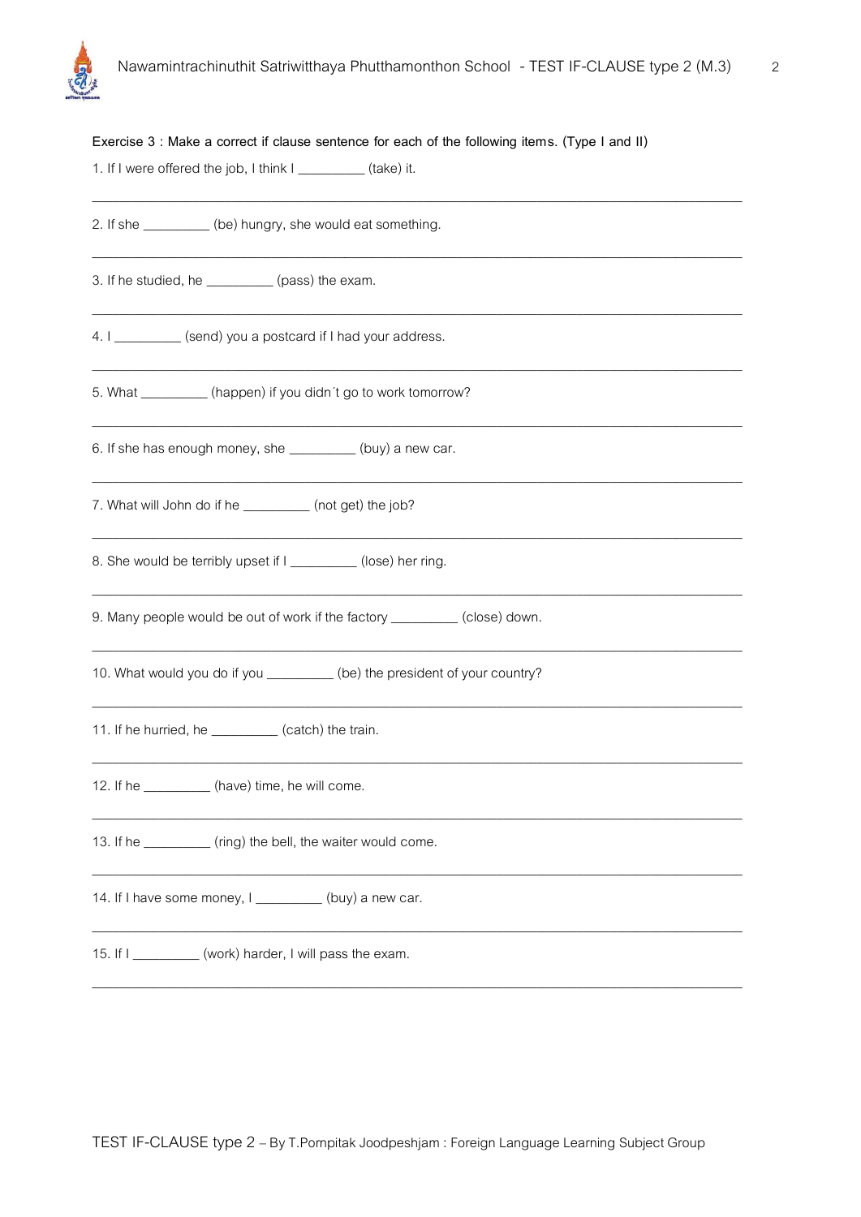Exercise 3 : Make a correct if clause sentence for each of the following items. (Type I and II)

1. If I were offered the job, I think I _________ (take) it.

______________________________________________________________________________

2. If she _________ (be) hungry, she would eat something.

______________________________________________________________________________

3. If he studied, he _________ (pass) the exam.

______________________________________________________________________________

4. I _________ (send) you a postcard if I had your address.

______________________________________________________________________________

5. What _________ (happen) if you didn´t go to work tomorrow?

______________________________________________________________________________

6. If she has enough money, she _________ (buy) a new car.

______________________________________________________________________________

7. What will John do if he _________ (not get) the job?

______________________________________________________________________________

8. She would be terribly upset if I _________ (lose) her ring.

______________________________________________________________________________

9. Many people would be out of work if the factory _________ (close) down.

______________________________________________________________________________

10. What would you do if you _________ (be) the president of your country?

______________________________________________________________________________

11. If he hurried, he _________ (catch) the train.

______________________________________________________________________________

12. If he _________ (have) time, he will come.

______________________________________________________________________________

13. If he _________ (ring) the bell, the waiter would come.

______________________________________________________________________________

14. If I have some money, I _________ (buy) a new car.

______________________________________________________________________________

15. If I _________ (work) harder, I will pass the exam.

______________________________________________________________________________